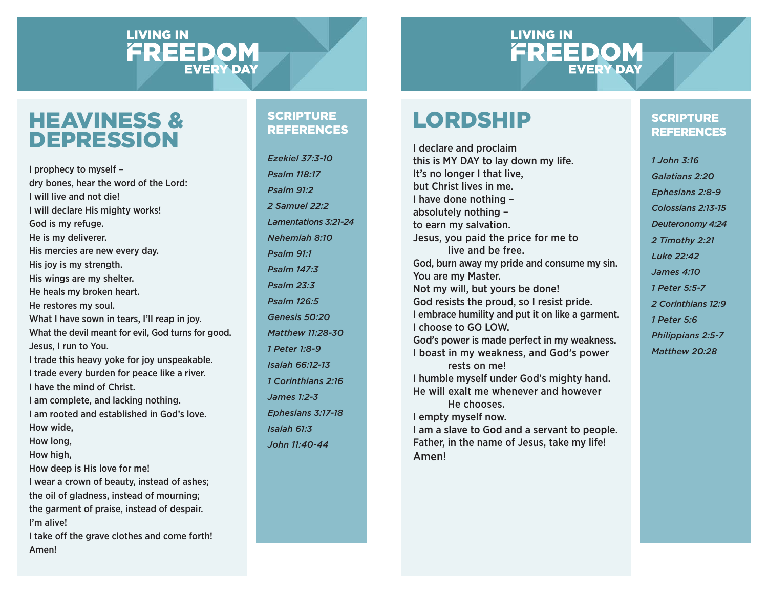LIVING IN FREEDOM EVERY DAY

# HEAVINESS & DEPRESSION

I prophecy to myself –
dry bones, hear the word of the Lord:
I will live and not die!
I will declare His mighty works!
God is my refuge.
He is my deliverer.
His mercies are new every day.
His joy is my strength.
His wings are my shelter.
He heals my broken heart.
He restores my soul.
What I have sown in tears, I'll reap in joy.
What the devil meant for evil, God turns for good.
Jesus, I run to You.
I trade this heavy yoke for joy unspeakable.
I trade every burden for peace like a river.
I have the mind of Christ.
I am complete, and lacking nothing.
I am rooted and established in God's love.
How wide,
How long,
How high,
How deep is His love for me!
I wear a crown of beauty, instead of ashes;
the oil of gladness, instead of mourning;
the garment of praise, instead of despair.
I'm alive!
I take off the grave clothes and come forth!
Amen!

## SCRIPTURE REFERENCES

*Ezekiel 37:3-10*
*Psalm 118:17*
*Psalm 91:2*
*2 Samuel 22:2*
*Lamentations 3:21-24*
*Nehemiah 8:10*
*Psalm 91:1*
*Psalm 147:3*
*Psalm 23:3*
*Psalm 126:5*
*Genesis 50:20*
*Matthew 11:28-30*
*1 Peter 1:8-9*
*Isaiah 66:12-13*
*1 Corinthians 2:16*
*James 1:2-3*
*Ephesians 3:17-18*
*Isaiah 61:3*
*John 11:40-44*

LIVING IN FREEDOM EVERY DAY

# LORDSHIP

I declare and proclaim
this is MY DAY to lay down my life.
It's no longer I that live,
but Christ lives in me.
I have done nothing –
absolutely nothing –
to earn my salvation.
Jesus, you paid the price for me to
live and be free.
God, burn away my pride and consume my sin.
You are my Master.
Not my will, but yours be done!
God resists the proud, so I resist pride.
I embrace humility and put it on like a garment.
I choose to GO LOW.
God's power is made perfect in my weakness.
I boast in my weakness, and God's power
rests on me!
I humble myself under God's mighty hand.
He will exalt me whenever and however
He chooses.
I empty myself now.
I am a slave to God and a servant to people.
Father, in the name of Jesus, take my life!
Amen!

## SCRIPTURE REFERENCES

*1 John 3:16*
*Galatians 2:20*
*Ephesians 2:8-9*
*Colossians 2:13-15*
*Deuteronomy 4:24*
*2 Timothy 2:21*
*Luke 22:42*
*James 4:10*
*1 Peter 5:5-7*
*2 Corinthians 12:9*
*1 Peter 5:6*
*Philippians 2:5-7*
*Matthew 20:28*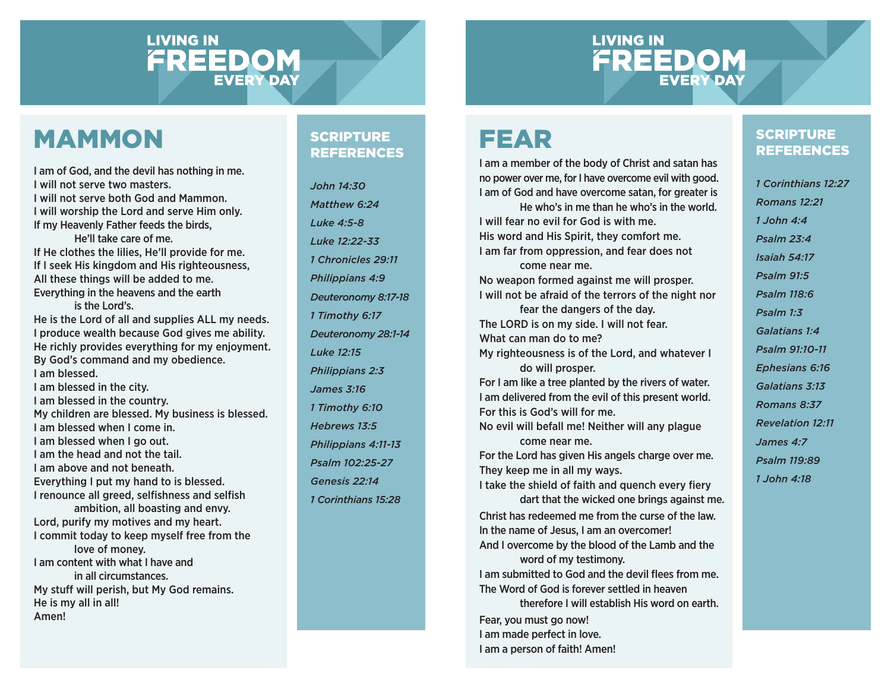# LIVING IN FREEDOM EVERY DAY

## MAMMON

I am of God, and the devil has nothing in me.
I will not serve two masters.
I will not serve both God and Mammon.
I will worship the Lord and serve Him only.
If my Heavenly Father feeds the birds,
He'll take care of me.
If He clothes the lilies, He'll provide for me.
If I seek His kingdom and His righteousness,
All these things will be added to me.
Everything in the heavens and the earth
is the Lord's.
He is the Lord of all and supplies ALL my needs.
I produce wealth because God gives me ability.
He richly provides everything for my enjoyment.
By God's command and my obedience.
I am blessed.
I am blessed in the city.
I am blessed in the country.
My children are blessed. My business is blessed.
I am blessed when I come in.
I am blessed when I go out.
I am the head and not the tail.
I am above and not beneath.
Everything I put my hand to is blessed.
I renounce all greed, selfishness and selfish
ambition, all boasting and envy.
Lord, purify my motives and my heart.
I commit today to keep myself free from the
love of money.
I am content with what I have and
in all circumstances.
My stuff will perish, but My God remains.
He is my all in all!
Amen!

### SCRIPTURE REFERENCES

*John 14:30*
*Matthew 6:24*
*Luke 4:5-8*
*Luke 12:22-33*
*1 Chronicles 29:11*
*Philippians 4:9*
*Deuteronomy 8:17-18*
*1 Timothy 6:17*
*Deuteronomy 28:1-14*
*Luke 12:15*
*Philippians 2:3*
*James 3:16*
*1 Timothy 6:10*
*Hebrews 13:5*
*Philippians 4:11-13*
*Psalm 102:25-27*
*Genesis 22:14*
*1 Corinthians 15:28*

# LIVING IN FREEDOM EVERY DAY

## FEAR

I am a member of the body of Christ and satan has no power over me, for I have overcome evil with good.
I am of God and have overcome satan, for greater is
He who's in me than he who's in the world.
I will fear no evil for God is with me.
His word and His Spirit, they comfort me.
I am far from oppression, and fear does not
come near me.
No weapon formed against me will prosper.
I will not be afraid of the terrors of the night nor
fear the dangers of the day.
The LORD is on my side. I will not fear.
What can man do to me?
My righteousness is of the Lord, and whatever I
do will prosper.
For I am like a tree planted by the rivers of water.
I am delivered from the evil of this present world.
For this is God's will for me.
No evil will befall me! Neither will any plague
come near me.
For the Lord has given His angels charge over me.
They keep me in all my ways.
I take the shield of faith and quench every fiery
dart that the wicked one brings against me.
Christ has redeemed me from the curse of the law.
In the name of Jesus, I am an overcomer!
And I overcome by the blood of the Lamb and the
word of my testimony.
I am submitted to God and the devil flees from me.
The Word of God is forever settled in heaven
therefore I will establish His word on earth.
Fear, you must go now!
I am made perfect in love.
I am a person of faith! Amen!

### SCRIPTURE REFERENCES

*1 Corinthians 12:27*
*Romans 12:21*
*1 John 4:4*
*Psalm 23:4*
*Isaiah 54:17*
*Psalm 91:5*
*Psalm 118:6*
*Psalm 1:3*
*Galatians 1:4*
*Psalm 91:10-11*
*Ephesians 6:16*
*Galatians 3:13*
*Romans 8:37*
*Revelation 12:11*
*James 4:7*
*Psalm 119:89*
*1 John 4:18*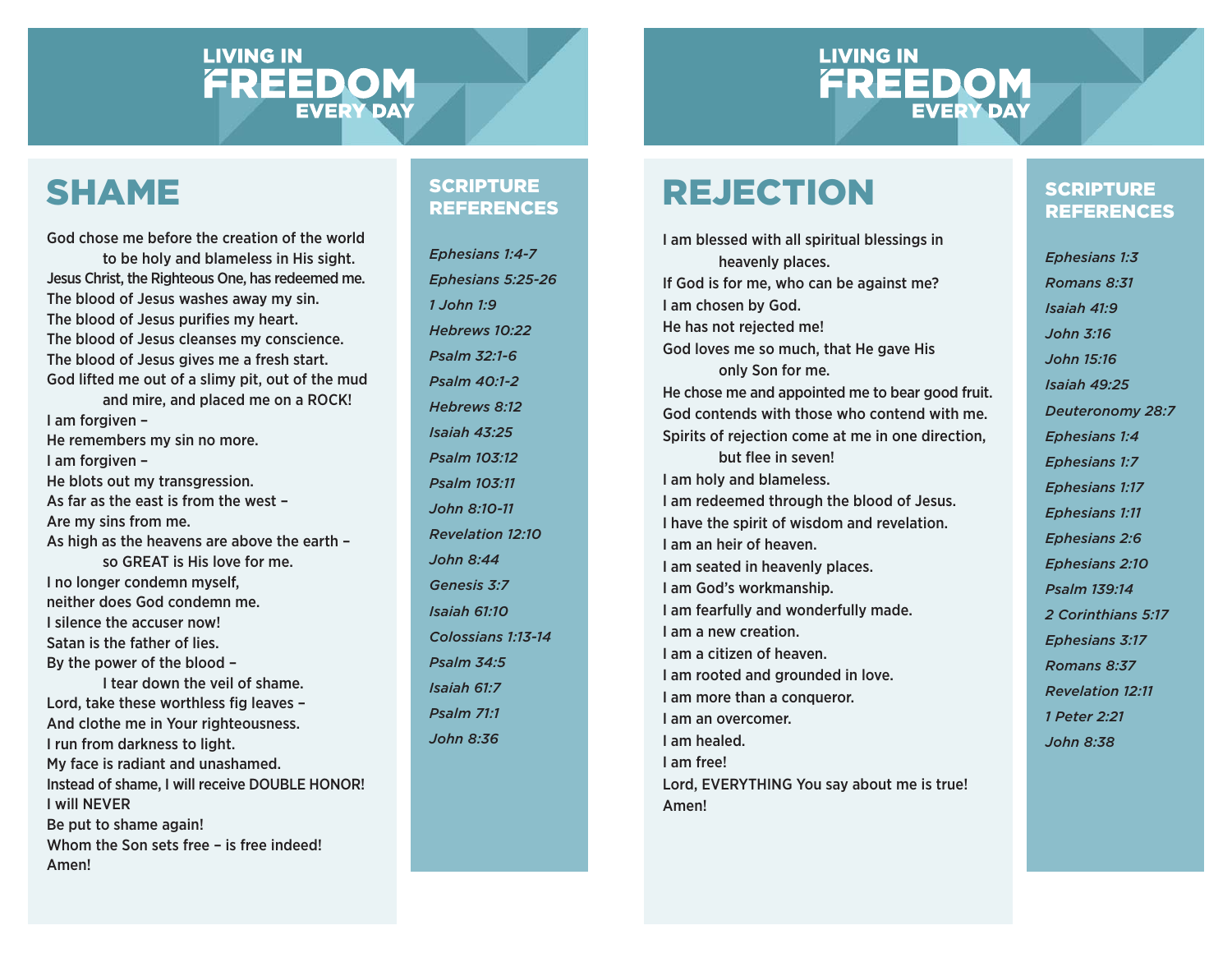LIVING IN FREEDOM EVERY DAY

# SHAME

God chose me before the creation of the world
to be holy and blameless in His sight.
Jesus Christ, the Righteous One, has redeemed me.
The blood of Jesus washes away my sin.
The blood of Jesus purifies my heart.
The blood of Jesus cleanses my conscience.
The blood of Jesus gives me a fresh start.
God lifted me out of a slimy pit, out of the mud
and mire, and placed me on a ROCK!
I am forgiven –
He remembers my sin no more.
I am forgiven –
He blots out my transgression.
As far as the east is from the west –
Are my sins from me.
As high as the heavens are above the earth –
so GREAT is His love for me.
I no longer condemn myself,
neither does God condemn me.
I silence the accuser now!
Satan is the father of lies.
By the power of the blood –
I tear down the veil of shame.
Lord, take these worthless fig leaves –
And clothe me in Your righteousness.
I run from darkness to light.
My face is radiant and unashamed.
Instead of shame, I will receive DOUBLE HONOR!
I will NEVER
Be put to shame again!
Whom the Son sets free – is free indeed!
Amen!

## SCRIPTURE REFERENCES

*Ephesians 1:4-7*
*Ephesians 5:25-26*
*1 John 1:9*
*Hebrews 10:22*
*Psalm 32:1-6*
*Psalm 40:1-2*
*Hebrews 8:12*
*Isaiah 43:25*
*Psalm 103:12*
*Psalm 103:11*
*John 8:10-11*
*Revelation 12:10*
*John 8:44*
*Genesis 3:7*
*Isaiah 61:10*
*Colossians 1:13-14*
*Psalm 34:5*
*Isaiah 61:7*
*Psalm 71:1*
*John 8:36*

LIVING IN FREEDOM EVERY DAY

# REJECTION

I am blessed with all spiritual blessings in
heavenly places.
If God is for me, who can be against me?
I am chosen by God.
He has not rejected me!
God loves me so much, that He gave His
only Son for me.
He chose me and appointed me to bear good fruit.
God contends with those who contend with me.
Spirits of rejection come at me in one direction,
but flee in seven!
I am holy and blameless.
I am redeemed through the blood of Jesus.
I have the spirit of wisdom and revelation.
I am an heir of heaven.
I am seated in heavenly places.
I am God's workmanship.
I am fearfully and wonderfully made.
I am a new creation.
I am a citizen of heaven.
I am rooted and grounded in love.
I am more than a conqueror.
I am an overcomer.
I am healed.
I am free!
Lord, EVERYTHING You say about me is true!
Amen!

## SCRIPTURE REFERENCES

*Ephesians 1:3*
*Romans 8:31*
*Isaiah 41:9*
*John 3:16*
*John 15:16*
*Isaiah 49:25*
*Deuteronomy 28:7*
*Ephesians 1:4*
*Ephesians 1:7*
*Ephesians 1:17*
*Ephesians 1:11*
*Ephesians 2:6*
*Ephesians 2:10*
*Psalm 139:14*
*2 Corinthians 5:17*
*Ephesians 3:17*
*Romans 8:37*
*Revelation 12:11*
*1 Peter 2:21*
*John 8:38*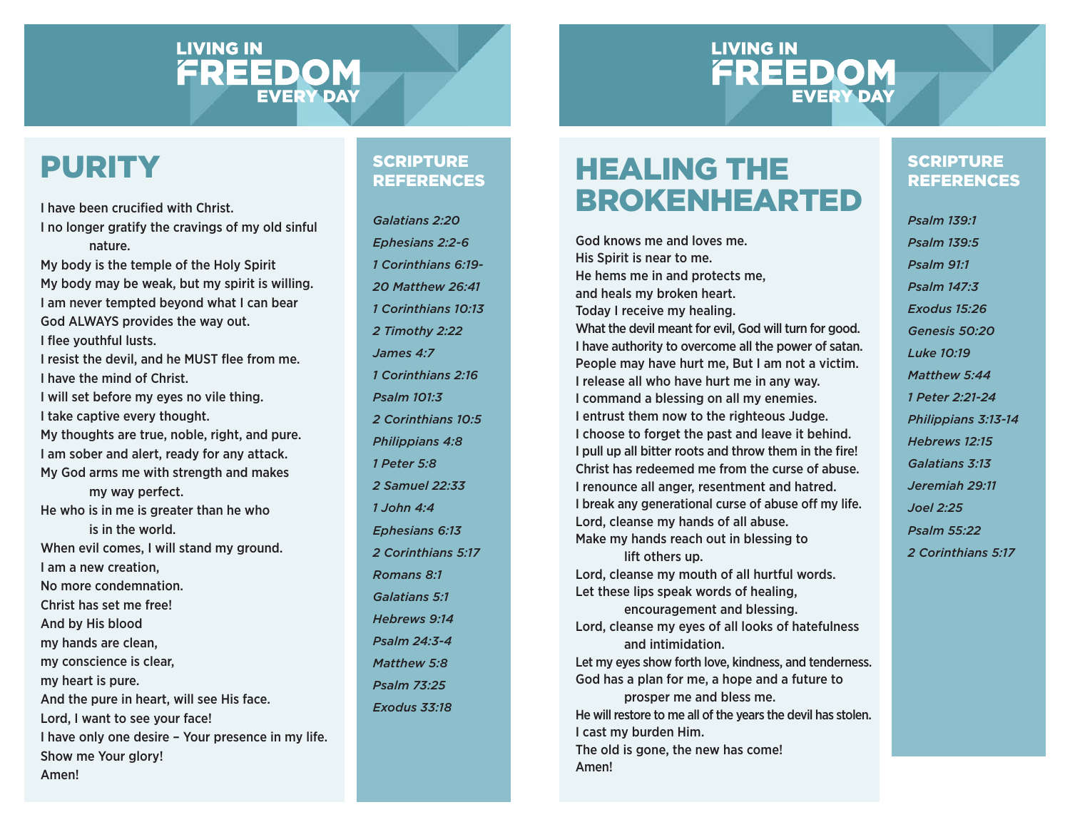LIVING IN FREEDOM EVERY DAY

# PURITY

I have been crucified with Christ.
I no longer gratify the cravings of my old sinful nature.
My body is the temple of the Holy Spirit
My body may be weak, but my spirit is willing.
I am never tempted beyond what I can bear
God ALWAYS provides the way out.
I flee youthful lusts.
I resist the devil, and he MUST flee from me.
I have the mind of Christ.
I will set before my eyes no vile thing.
I take captive every thought.
My thoughts are true, noble, right, and pure.
I am sober and alert, ready for any attack.
My God arms me with strength and makes my way perfect.
He who is in me is greater than he who is in the world.
When evil comes, I will stand my ground.
I am a new creation,
No more condemnation.
Christ has set me free!
And by His blood
my hands are clean,
my conscience is clear,
my heart is pure.
And the pure in heart, will see His face.
Lord, I want to see your face!
I have only one desire – Your presence in my life.
Show me Your glory!
Amen!

## SCRIPTURE REFERENCES

*Galatians 2:20*
*Ephesians 2:2-6*
*1 Corinthians 6:19-20 Matthew 26:41*
*1 Corinthians 10:13*
*2 Timothy 2:22*
*James 4:7*
*1 Corinthians 2:16*
*Psalm 101:3*
*2 Corinthians 10:5*
*Philippians 4:8*
*1 Peter 5:8*
*2 Samuel 22:33*
*1 John 4:4*
*Ephesians 6:13*
*2 Corinthians 5:17*
*Romans 8:1*
*Galatians 5:1*
*Hebrews 9:14*
*Psalm 24:3-4*
*Matthew 5:8*
*Psalm 73:25*
*Exodus 33:18*

LIVING IN FREEDOM EVERY DAY

# HEALING THE BROKENHEARTED

God knows me and loves me.
His Spirit is near to me.
He hems me in and protects me,
and heals my broken heart.
Today I receive my healing.
What the devil meant for evil, God will turn for good.
I have authority to overcome all the power of satan.
People may have hurt me, But I am not a victim.
I release all who have hurt me in any way.
I command a blessing on all my enemies.
I entrust them now to the righteous Judge.
I choose to forget the past and leave it behind.
I pull up all bitter roots and throw them in the fire!
Christ has redeemed me from the curse of abuse.
I renounce all anger, resentment and hatred.
I break any generational curse of abuse off my life.
Lord, cleanse my hands of all abuse.
Make my hands reach out in blessing to lift others up.
Lord, cleanse my mouth of all hurtful words.
Let these lips speak words of healing, encouragement and blessing.
Lord, cleanse my eyes of all looks of hatefulness and intimidation.
Let my eyes show forth love, kindness, and tenderness.
God has a plan for me, a hope and a future to prosper me and bless me.
He will restore to me all of the years the devil has stolen.
I cast my burden Him.
The old is gone, the new has come!
Amen!

## SCRIPTURE REFERENCES

*Psalm 139:1*
*Psalm 139:5*
*Psalm 91:1*
*Psalm 147:3*
*Exodus 15:26*
*Genesis 50:20*
*Luke 10:19*
*Matthew 5:44*
*1 Peter 2:21-24*
*Philippians 3:13-14*
*Hebrews 12:15*
*Galatians 3:13*
*Jeremiah 29:11*
*Joel 2:25*
*Psalm 55:22*
*2 Corinthians 5:17*